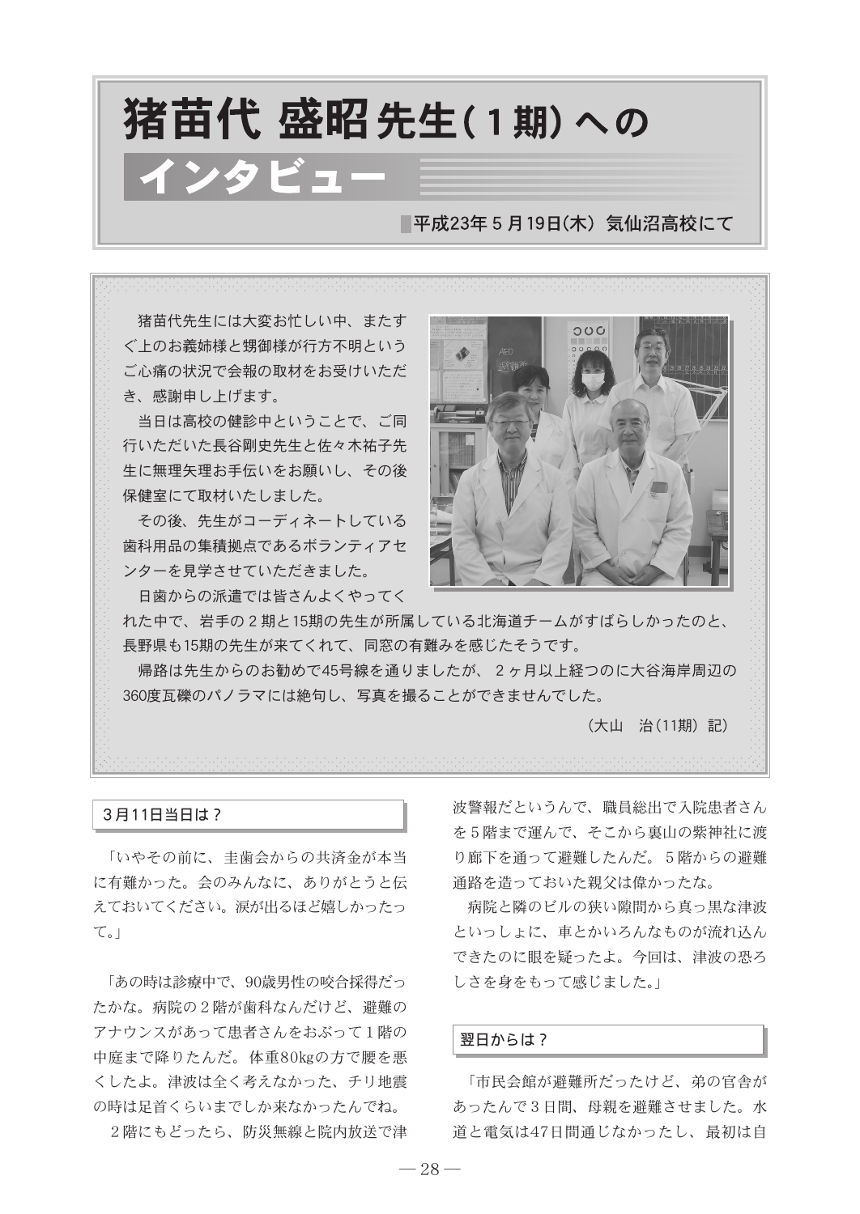# 猪苗代 盛昭先生（1期）への インタビュー

平成23年5月19日(木) 気仙沼高校にて

猪苗代先生には大変お忙しい中、またすぐ上のお義姉様と甥御様が行方不明というご心痛の状況で会報の取材をお受けいただき、感謝申し上げます。

当日は高校の健診中ということで、ご同行いただいた長谷剛史先生と佐々木祐子先生に無理矢理お手伝いをお願いし、その後保健室にて取材いたしました。

その後、先生がコーディネートしている歯科用品の集積拠点であるボランティアセンターを見学させていただきました。

日歯からの派遣では皆さんよくやってくれた中で、岩手の2期と15期の先生が所属している北海道チームがすばらしかったのと、長野県も15期の先生が来てくれて、同窓の有難みを感じたそうです。

帰路は先生からのお勧めで45号線を通りましたが、2ヶ月以上経つのに大谷海岸周辺の360度瓦礫のパノラマには絶句し、写真を撮ることができませんでした。

（大山　治(11期) 記）

## 3月11日当日は？

「いやその前に、圭歯会からの共済金が本当に有難かった。会のみんなに、ありがとうと伝えておいてください。涙が出るほど嬉しかったって。」

「あの時は診療中で、90歳男性の咬合採得だったかな。病院の2階が歯科なんだけど、避難のアナウンスがあって患者さんをおぶって1階の中庭まで降りたんだ。体重80kgの方で腰を悪くしたよ。津波は全く考えなかった、チリ地震の時は足首くらいまでしか来なかったんでね。

2階にもどったら、防災無線と院内放送で津波警報だというんで、職員総出で入院患者さんを5階まで運んで、そこから裏山の紫神社に渡り廊下を通って避難したんだ。5階からの避難通路を造っておいた親父は偉かったな。

病院と隣のビルの狭い隙間から真っ黒な津波といっしょに、車とかいろんなものが流れ込んできたのに眼を疑ったよ。今回は、津波の恐ろしさを身をもって感じました。」

## 翌日からは？

「市民会館が避難所だったけど、弟の官舎があったんで3日間、母親を避難させました。水道と電気は47日間通じなかったし、最初は自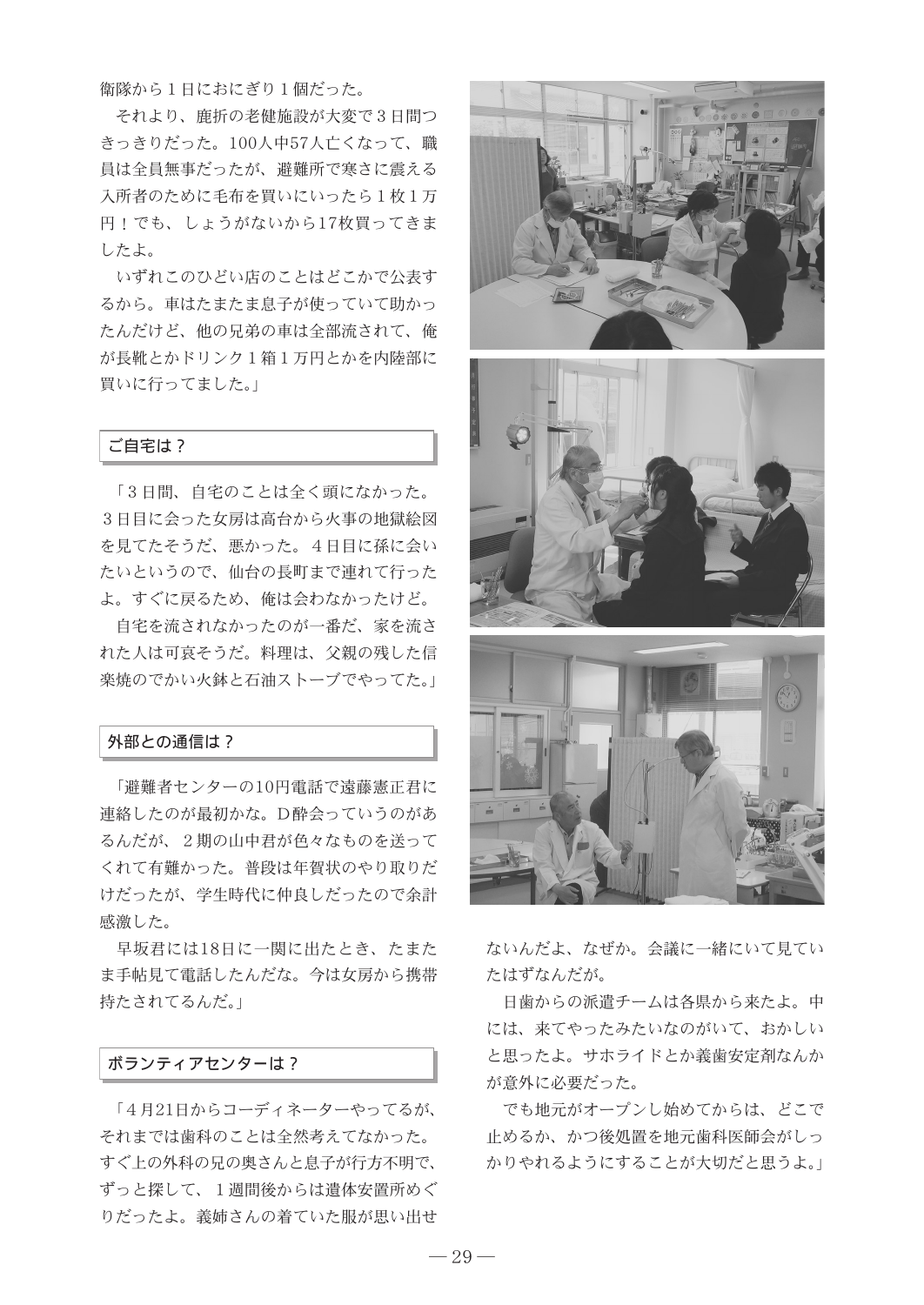衛隊から１日におにぎり１個だった。

それより、鹿折の老健施設が大変で３日間つきっきりだった。100人中57人亡くなって、職員は全員無事だったが、避難所で寒さに震える入所者のために毛布を買いにいったら１枚１万円！でも、しょうがないから17枚買ってきましたよ。

いずれこのひどい店のことはどこかで公表するから。車はたまたま息子が使っていて助かったんだけど、他の兄弟の車は全部流されて、俺が長靴とかドリンク１箱１万円とかを内陸部に買いに行ってました。」

### ご自宅は？

「３日間、自宅のことは全く頭になかった。３日目に会った女房は高台から火事の地獄絵図を見てたそうだ、悪かった。４日目に孫に会いたいというので、仙台の長町まで連れて行ったよ。すぐに戻るため、俺は会わなかったけど。

自宅を流されなかったのが一番だ、家を流された人は可哀そうだ。料理は、父親の残した信楽焼のでかい火鉢と石油ストーブでやってた。」

### 外部との通信は？

「避難者センターの10円電話で遠藤憲正君に連絡したのが最初かな。D酔会っていうのがあるんだが、２期の山中君が色々なものを送ってくれて有難かった。普段は年賀状のやり取りだけだったが、学生時代に仲良しだったので余計感激した。

早坂君には18日に一関に出たとき、たまたま手帖見て電話したんだな。今は女房から携帯持たされてるんだ。」

### ボランティアセンターは？

「４月21日からコーディネーターやってるが、それまでは歯科のことは全然考えてなかった。すぐ上の外科の兄の奥さんと息子が行方不明で、ずっと探して、１週間後からは遺体安置所めぐりだったよ。義姉さんの着ていた服が思い出せないんだよ、なぜか。会議に一緒にいて見ていたはずなんだが。

日歯からの派遣チームは各県から来たよ。中には、来てやったみたいなのがいて、おかしいと思ったよ。サホライドとか義歯安定剤なんかが意外に必要だった。

でも地元がオープンし始めてからは、どこで止めるか、かつ後処置を地元歯科医師会がしっかりやれるようにすることが大切だと思うよ。」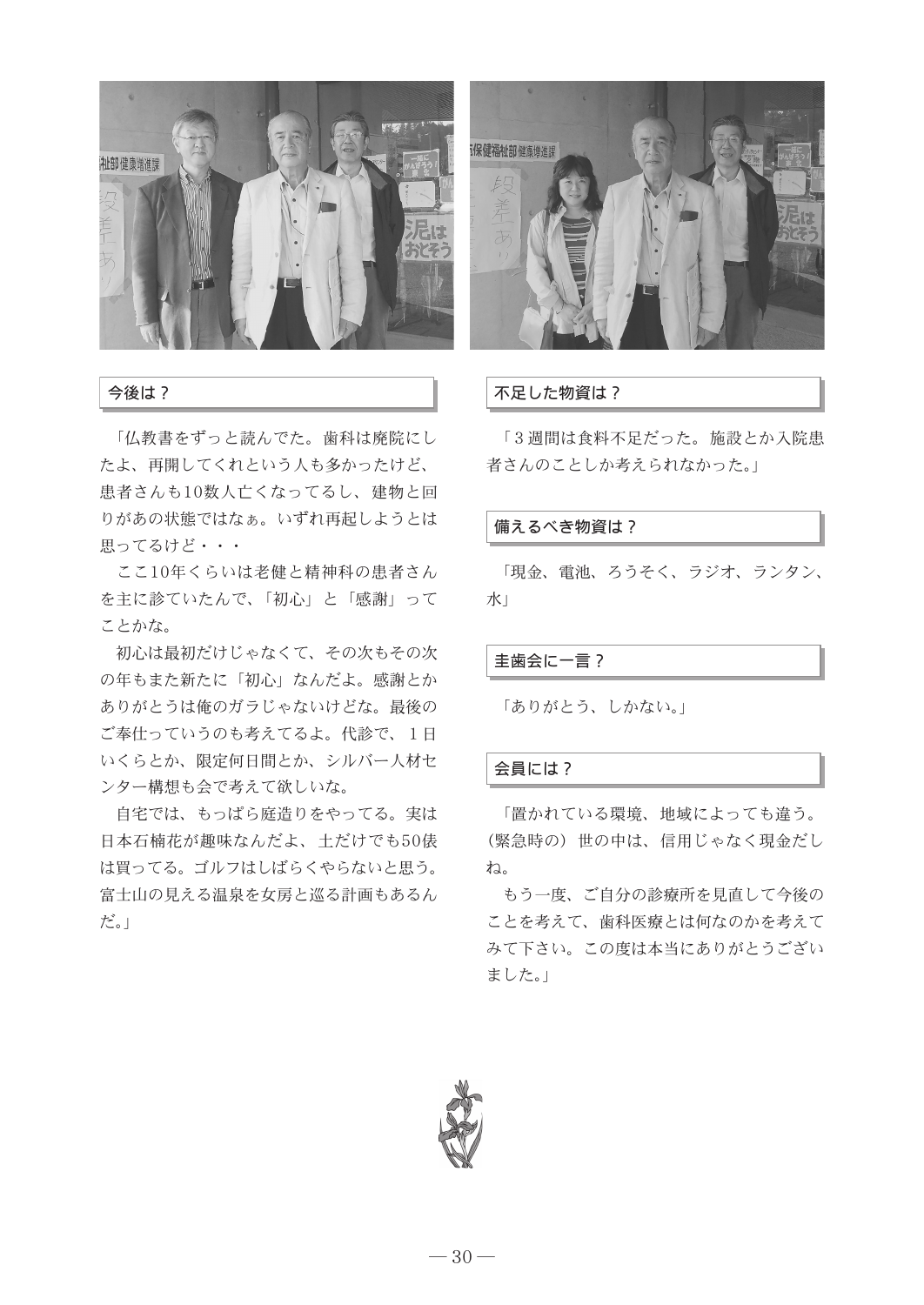### 今後は？

「仏教書をずっと読んでた。歯科は廃院にしたよ、再開してくれという人も多かったけど、患者さんも10数人亡くなってるし、建物と回りがあの状態ではなぁ。いずれ再起しようとは思ってるけど・・・

ここ10年くらいは老健と精神科の患者さんを主に診ていたんで、「初心」と「感謝」ってことかな。

初心は最初だけじゃなくて、その次もその次の年もまた新たに「初心」なんだよ。感謝とかありがとうは俺のガラじゃないけどな。最後のご奉仕っていうのも考えてるよ。代診で、１日いくらとか、限定何日間とか、シルバー人材センター構想も会で考えて欲しいな。

自宅では、もっぱら庭造りをやってる。実は日本石楠花が趣味なんだよ、土だけでも50俵は買ってる。ゴルフはしばらくやらないと思う。富士山の見える温泉を女房と巡る計画もあるんだ。」

### 不足した物資は？

「３週間は食料不足だった。施設とか入院患者さんのことしか考えられなかった。」

### 備えるべき物資は？

「現金、電池、ろうそく、ラジオ、ランタン、水」

### 圭歯会に一言？

「ありがとう、しかない。」

### 会員には？

「置かれている環境、地域によっても違う。（緊急時の）世の中は、信用じゃなく現金だしね。

もう一度、ご自分の診療所を見直して今後のことを考えて、歯科医療とは何なのかを考えてみて下さい。この度は本当にありがとうございました。」